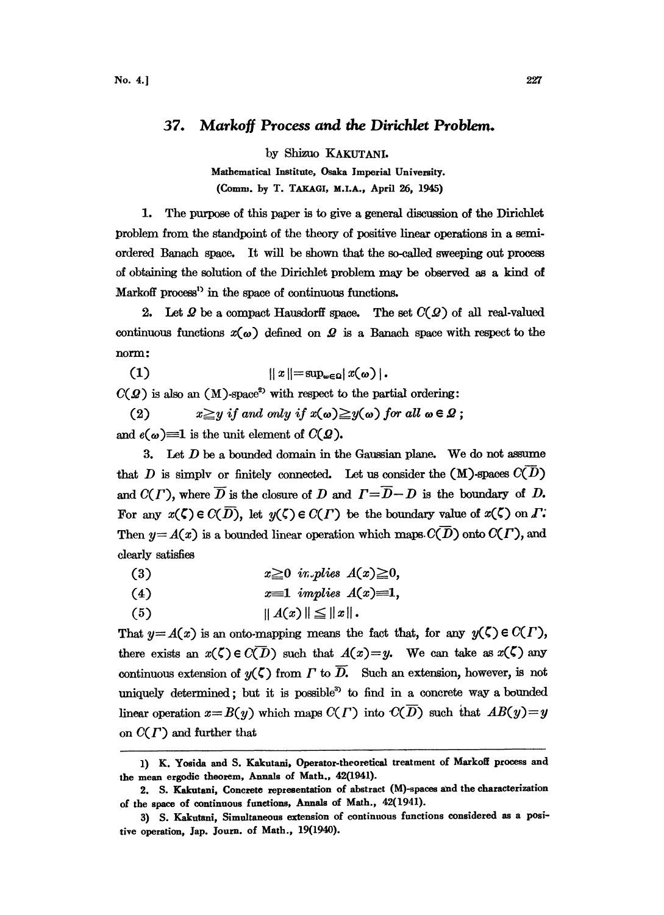# 37. Markoff Process and the Dirichlet Problem.

by Shizuo KAKUTANI.

Mathematical Institute, Osaka Imperial University.

(Comm. by T. TAKAGI, M.I.A., April 26, 1945)

1. The purpose of this paper is to give a general discussion of the Dirichlet problem from the standpoint of the theory of positive linear operations in a semi-ordered Banach space. It will be shown that the so-called sweeping out process of obtaining the solution of the Dirichlet problem may be observed as a kind of Markoff process[1] in the space of continuous functions.

2. Let $\Omega$ be a compact Hausdorff space. The set $C(\Omega)$ of all real-valued continuous functions $x(\omega)$ defined on $\Omega$ is a Banach space with respect to the norm:

$$\|x\| = \sup_{\omega \in \Omega} |x(\omega)|. \tag{1}$$

$C(\Omega)$ is also an (M)-space[2] with respect to the partial ordering:

$$x \geqq y \textit{ if and only if } x(\omega) \geqq y(\omega) \textit{ for all } \omega \in \Omega; \tag{2}$$

and $e(\omega) \equiv 1$ is the unit element of $C(\Omega)$.

3. Let $D$ be a bounded domain in the Gaussian plane. We do not assume that $D$ is simplv or finitely connected. Let us consider the (M)-spaces $C(\overline{D})$ and $C(\Gamma)$, where $\overline{D}$ is the closure of $D$ and $\Gamma = \overline{D} - D$ is the boundary of $D$. For any $x(\zeta) \in C(\overline{D})$, let $y(\zeta) \in C(\Gamma)$ be the boundary value of $x(\zeta)$ on $\Gamma$. Then $y = A(x)$ is a bounded linear operation which maps $C(\overline{D})$ onto $C(\Gamma)$, and clearly satisfies

$$x \geqq 0 \textit{ implies } A(x) \geqq 0, \tag{3}$$

$$x \equiv 1 \textit{ implies } A(x) \equiv 1, \tag{4}$$

$$\|A(x)\| \leqq \|x\|. \tag{5}$$

That $y = A(x)$ is an onto-mapping means the fact that, for any $y(\zeta) \in C(\Gamma)$, there exists an $x(\zeta) \in C(\overline{D})$ such that $A(x) = y$. We can take as $x(\zeta)$ any continuous extension of $y(\zeta)$ from $\Gamma$ to $\overline{D}$. Such an extension, however, is not uniquely determined; but it is possible[3] to find in a concrete way a bounded linear operation $x = B(y)$ which maps $C(\Gamma)$ into $C(\overline{D})$ such that $AB(y) = y$ on $C(\Gamma)$ and further that

---

1) K. Yosida and S. Kakutani, Operator-theoretical treatment of Markoff process and the mean ergodic theorem, Annals of Math., 42(1941).

2. S. Kakutani, Concrete representation of abstract (M)-spaces and the characterization of the space of continuous functions, Annals of Math., 42(1941).

3) S. Kakutani, Simultaneous extension of continuous functions considered as a positive operation, Jap. Journ. of Math., 19(1940).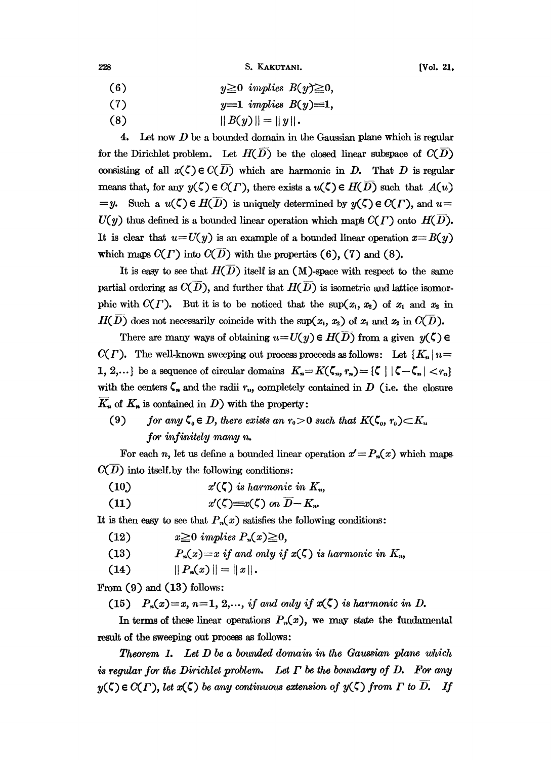(6) $\quad y \geqq 0$ *implies* $B(y) \geqq 0$,

(7) $\quad y \equiv 1$ *implies* $B(y) \equiv 1$,

(8) $\quad \| B(y) \| = \| y \|$.

**4.** Let now $D$ be a bounded domain in the Gaussian plane which is regular for the Dirichlet problem. Let $H(\overline{D})$ be the closed linear subspace of $C(\overline{D})$ consisting of all $x(\zeta) \in C(\overline{D})$ which are harmonic in $D$. That $D$ is regular means that, for any $y(\zeta) \in C(\Gamma)$, there exists a $u(\zeta) \in H(\overline{D})$ such that $A(u) = y$. Such a $u(\zeta) \in H(\overline{D})$ is uniquely determined by $y(\zeta) \in C(\Gamma)$, and $u = U(y)$ thus defined is a bounded linear operation which maps $C(\Gamma)$ onto $H(\overline{D})$. It is clear that $u = U(y)$ is an example of a bounded linear operation $x = B(y)$ which maps $C(\Gamma)$ into $C(\overline{D})$ with the properties (6), (7) and (8).

It is easy to see that $H(\overline{D})$ itself is an (M)-space with respect to the same partial ordering as $C(\overline{D})$, and further that $H(\overline{D})$ is isometric and lattice isomorphic with $C(\Gamma)$. But it is to be noticed that the $\sup(x_1, x_2)$ of $x_1$ and $x_2$ in $H(\overline{D})$ does not necessarily coincide with the $\sup(x_1, x_2)$ of $x_1$ and $x_2$ in $C(\overline{D})$.

There are many ways of obtaining $u = U(y) \in H(\overline{D})$ from a given $y(\zeta) \in C(\Gamma)$. The well-known sweeping out process proceeds as follows: Let $\{K_n \mid n = 1, 2, \dots\}$ be a sequence of circular domains $K_n = K(\zeta_n, r_n) = \{\zeta \mid |\zeta - \zeta_n| < r_n\}$ with the centers $\zeta_n$ and the radii $r_n$, completely contained in $D$ (i.e. the closure $\overline{K}_n$ of $K_n$ is contained in $D$) with the property:

(9) $\quad$ *for any* $\zeta_0 \in D$, *there exists an* $r_0 > 0$ *such that* $K(\zeta_0, r_0) \subset K_n$ *for infinitely many* $n$.

For each $n$, let us define a bounded linear operation $x' = P_n(x)$ which maps $C(\overline{D})$ into itself by the following conditions:

(10) $\quad x'(\zeta)$ *is harmonic in* $K_n$,

(11) $\quad x'(\zeta) \equiv x(\zeta)$ *on* $\overline{D} - K_n$.

It is then easy to see that $P_n(x)$ satisfies the following conditions:

(12) $\quad x \geqq 0$ *implies* $P_n(x) \geqq 0$,

(13) $\quad P_n(x) = x$ *if and only if* $x(\zeta)$ *is harmonic in* $K_n$,

(14) $\quad \| P_n(x) \| = \| x \|$.

From (9) and (13) follows:

(15) $\quad P_n(x) = x$, $n = 1, 2, \dots$, *if and only if* $x(\zeta)$ *is harmonic in* $D$.

In terms of these linear operations $P_n(x)$, we may state the fundamental result of the sweeping out process as follows:

*Theorem 1. Let $D$ be a bounded domain in the Gaussian plane which is regular for the Dirichlet problem. Let $\Gamma$ be the boundary of $D$. For any $y(\zeta) \in C(\Gamma)$, let $x(\zeta)$ be any continuous extension of $y(\zeta)$ from $\Gamma$ to $\overline{D}$. If*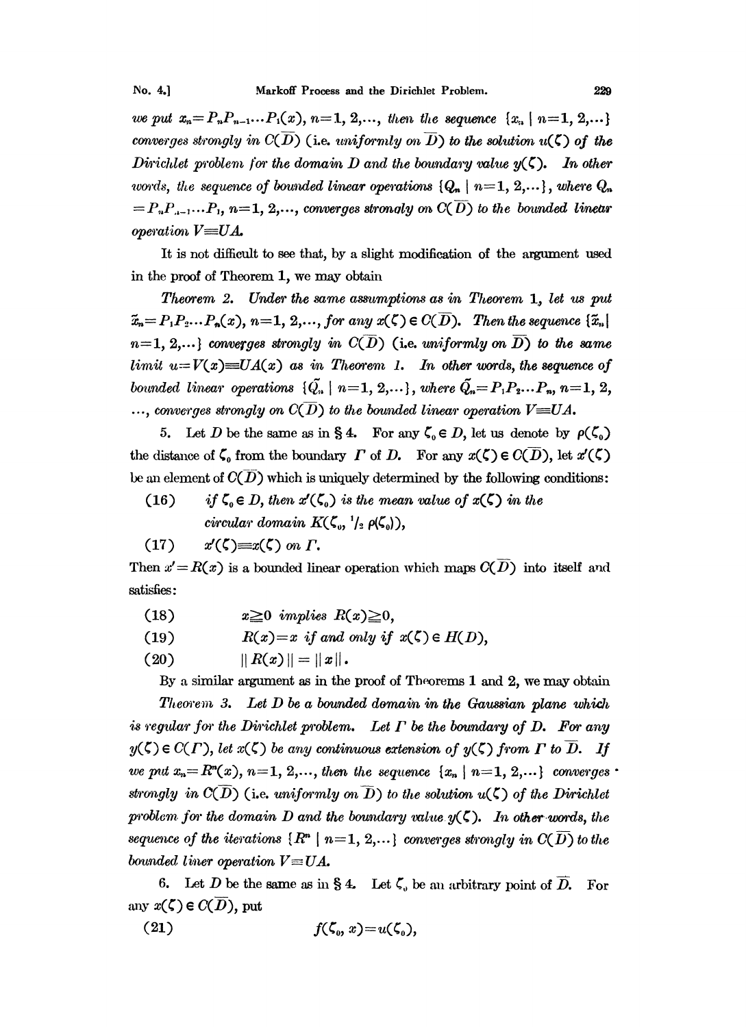*we put* $x_n = P_n P_{n-1} \cdots P_1(x)$, $n=1, 2, \ldots$, *then the sequence* $\{x_n \mid n=1, 2, \ldots\}$ *converges strongly in* $C(\overline{D})$ (i.e. *uniformly on* $\overline{D}$) *to the solution* $u(\zeta)$ *of the Dirichlet problem for the domain* $D$ *and the boundary value* $y(\zeta)$. *In other words, the sequence of bounded linear operations* $\{Q_n \mid n=1, 2, \ldots\}$, *where* $Q_n = P_n P_{n-1} \cdots P_1$, $n=1, 2, \ldots$, *converges strongly on* $C(\overline{D})$ *to the bounded linear operation* $V \equiv UA$.

It is not difficult to see that, by a slight modification of the argument used in the proof of Theorem 1, we may obtain

*Theorem 2. Under the same assumptions as in Theorem 1, let us put* $\tilde{x}_n = P_1 P_2 \cdots P_n(x)$, $n=1, 2, \ldots$, *for any* $x(\zeta) \in C(\overline{D})$. *Then the sequence* $\{\tilde{x}_n \mid n=1, 2, \ldots\}$ *converges strongly in* $C(\overline{D})$ (i.e. *uniformly on* $\overline{D}$) *to the same limit* $u = V(x) \equiv UA(x)$ *as in Theorem 1. In other words, the sequence of bounded linear operations* $\{\tilde{Q}_n \mid n=1, 2, \ldots\}$, *where* $\tilde{Q}_n = P_1 P_2 \cdots P_n$, $n=1, 2, \ldots$, *converges strongly on* $C(\overline{D})$ *to the bounded linear operation* $V \equiv UA$.

5. Let $D$ be the same as in § 4. For any $\zeta_0 \in D$, let us denote by $\rho(\zeta_0)$ the distance of $\zeta_0$ from the boundary $\Gamma$ of $D$. For any $x(\zeta) \in C(\overline{D})$, let $x'(\zeta)$ be an element of $C(\overline{D})$ which is uniquely determined by the following conditions:

(16) *if* $\zeta_0 \in D$, *then* $x'(\zeta_0)$ *is the mean value of* $x(\zeta)$ *in the circular domain* $K(\zeta_0, \frac{1}{2}\rho(\zeta_0))$,

(17) $x'(\zeta) \equiv x(\zeta)$ *on* $\Gamma$.

Then $x' = R(x)$ is a bounded linear operation which maps $C(\overline{D})$ into itself and satisfies:

(18) $x \geqq 0$ *implies* $R(x) \geqq 0$,

(19) $R(x) = x$ *if and only if* $x(\zeta) \in H(D)$,

(20) $\| R(x) \| = \| x \|$.

By a similar argument as in the proof of Theorems 1 and 2, we may obtain

*Theorem 3. Let* $D$ *be a bounded domain in the Gaussian plane which is regular for the Dirichlet problem. Let* $\Gamma$ *be the boundary of* $D$. *For any* $y(\zeta) \in C(\Gamma)$, *let* $x(\zeta)$ *be any continuous extension of* $y(\zeta)$ *from* $\Gamma$ *to* $\overline{D}$. *If we put* $x_n = R^n(x)$, $n=1, 2, \ldots$, *then the sequence* $\{x_n \mid n=1, 2, \ldots\}$ *converges strongly in* $C(\overline{D})$ (i.e. *uniformly on* $\overline{D}$) *to the solution* $u(\zeta)$ *of the Dirichlet problem for the domain* $D$ *and the boundary value* $y(\zeta)$. *In other words, the sequence of the iterations* $\{R^n \mid n=1, 2, \ldots\}$ *converges strongly in* $C(\overline{D})$ *to the bounded liner operation* $V \equiv UA$.

6. Let $D$ be the same as in § 4. Let $\zeta_0$ be an arbitrary point of $\overline{D}$. For any $x(\zeta) \in C(\overline{D})$, put

$$f(\zeta_0, x) = u(\zeta_0), \tag{21}$$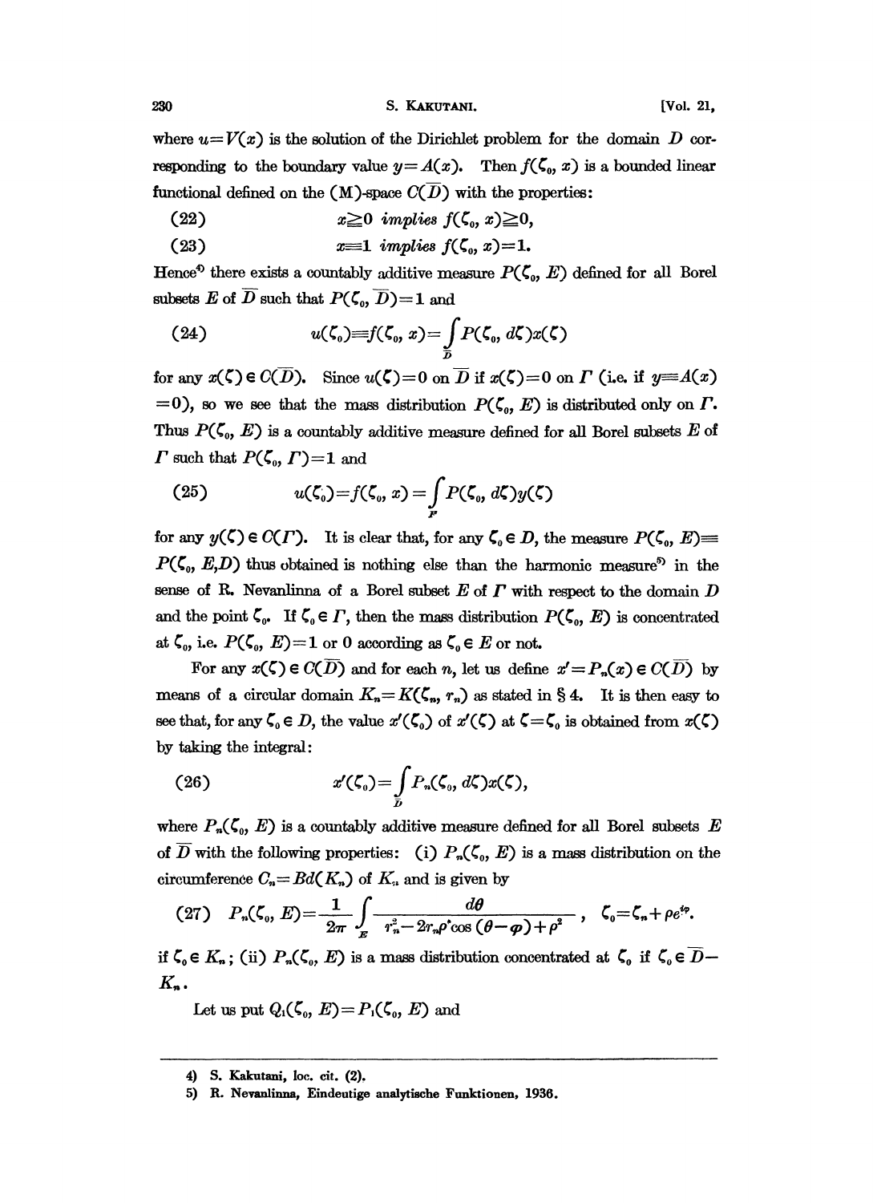where $u = V(x)$ is the solution of the Dirichlet problem for the domain $D$ corresponding to the boundary value $y = A(x)$. Then $f(\zeta_0, x)$ is a bounded linear functional defined on the (M)-space $C(\overline{D})$ with the properties:

$$(22) \qquad x \geqq 0 \textit{ implies } f(\zeta_0, x) \geqq 0,$$

$$(23) \qquad x \equiv 1 \textit{ implies } f(\zeta_0, x) = 1.$$

Hence[4] there exists a countably additive measure $P(\zeta_0, E)$ defined for all Borel subsets $E$ of $\overline{D}$ such that $P(\zeta_0, \overline{D}) = 1$ and

$$(24) \qquad u(\zeta_0) \equiv f(\zeta_0, x) = \int_{\overline{D}} P(\zeta_0, d\zeta) x(\zeta)$$

for any $x(\zeta) \in C(\overline{D})$. Since $u(\zeta) = 0$ on $\overline{D}$ if $x(\zeta) = 0$ on $\Gamma$ (i.e. if $y \equiv A(x) = 0$), so we see that the mass distribution $P(\zeta_0, E)$ is distributed only on $\Gamma$. Thus $P(\zeta_0, E)$ is a countably additive measure defined for all Borel subsets $E$ of $\Gamma$ such that $P(\zeta_0, \Gamma) = 1$ and

$$(25) \qquad u(\zeta_0) = f(\zeta_0, x) = \int_{\Gamma} P(\zeta_0, d\zeta) y(\zeta)$$

for any $y(\zeta) \in C(\Gamma)$. It is clear that, for any $\zeta_0 \in D$, the measure $P(\zeta_0, E) \equiv P(\zeta_0, E, D)$ thus obtained is nothing else than the harmonic measure[5] in the sense of R. Nevanlinna of a Borel subset $E$ of $\Gamma$ with respect to the domain $D$ and the point $\zeta_0$. If $\zeta_0 \in \Gamma$, then the mass distribution $P(\zeta_0, E)$ is concentrated at $\zeta_0$, i.e. $P(\zeta_0, E) = 1$ or $0$ according as $\zeta_0 \in E$ or not.

For any $x(\zeta) \in C(\overline{D})$ and for each $n$, let us define $x' = P_n(x) \in C(\overline{D})$ by means of a circular domain $K_n = K(\zeta_n, r_n)$ as stated in § 4. It is then easy to see that, for any $\zeta_0 \in D$, the value $x'(\zeta_0)$ of $x'(\zeta)$ at $\zeta = \zeta_0$ is obtained from $x(\zeta)$ by taking the integral:

$$(26) \qquad x'(\zeta_0) = \int_{\overline{D}} P_n(\zeta_0, d\zeta) x(\zeta),$$

where $P_n(\zeta_0, E)$ is a countably additive measure defined for all Borel subsets $E$ of $\overline{D}$ with the following properties: (i) $P_n(\zeta_0, E)$ is a mass distribution on the circumference $C_n = Bd(K_n)$ of $K_n$ and is given by

$$(27) \quad P_n(\zeta_0, E) = \frac{1}{2\pi} \int_E \frac{d\theta}{r_n^2 - 2r_n\rho\cos(\theta - \varphi) + \rho^2}, \quad \zeta_0 = \zeta_n + \rho e^{i\varphi}.$$

if $\zeta_0 \in K_n$; (ii) $P_n(\zeta_0, E)$ is a mass distribution concentrated at $\zeta_0$ if $\zeta_0 \in \overline{D} - K_n$.

Let us put $Q_1(\zeta_0, E) = P_1(\zeta_0, E)$ and

---

4) S. Kakutani, loc. cit. (2).

5) R. Nevanlinna, Eindeutige analytische Funktionen, 1936.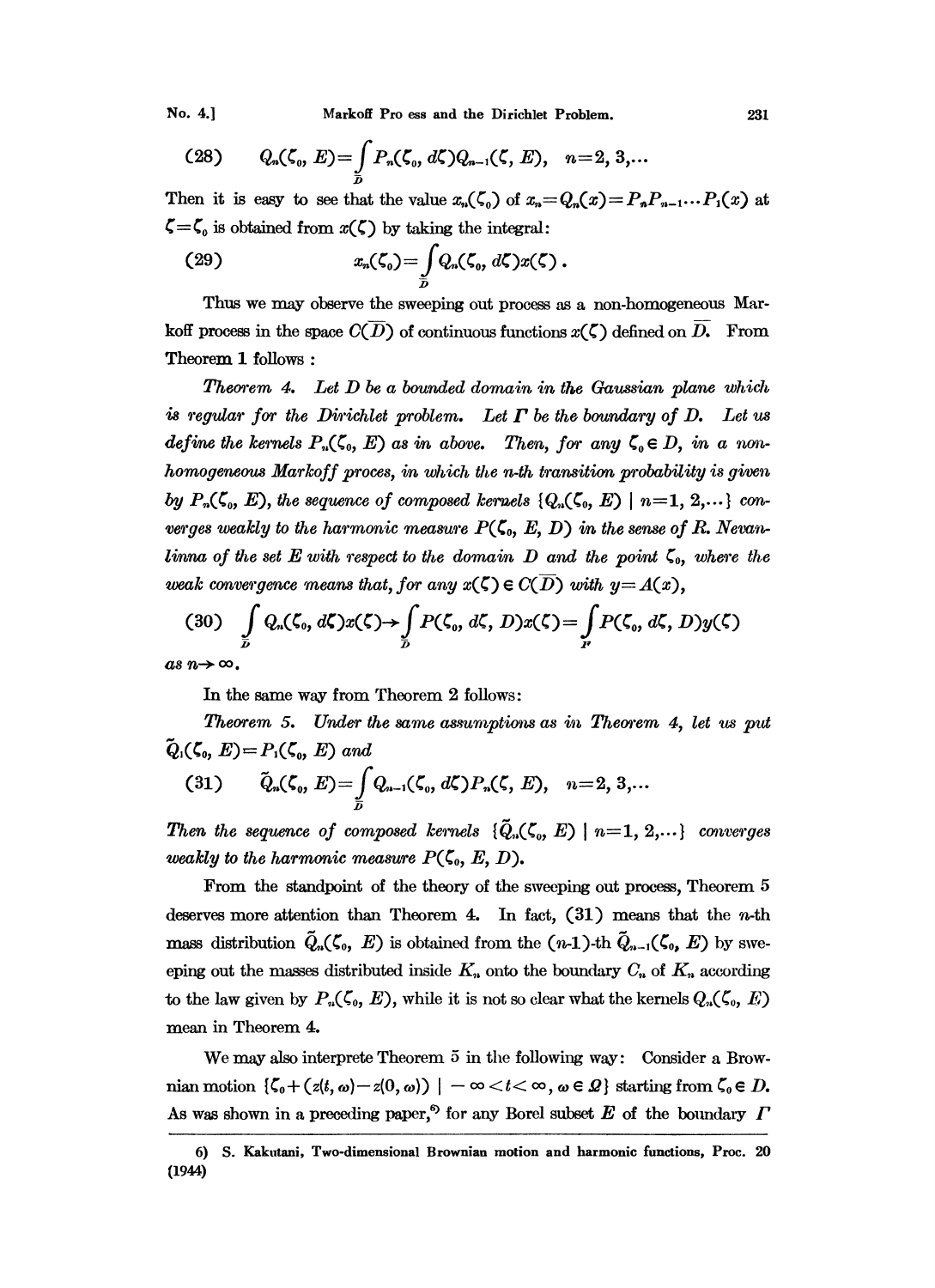$$(28) \qquad Q_n(\zeta_0, E) = \int_{\bar{D}} P_n(\zeta_0, d\zeta) Q_{n-1}(\zeta, E), \quad n=2, 3, \dots$$

Then it is easy to see that the value $x_n(\zeta_0)$ of $x_n = Q_n(x) = P_n P_{n-1} \cdots P_1(x)$ at $\zeta = \zeta_0$ is obtained from $x(\zeta)$ by taking the integral:

$$(29) \qquad x_n(\zeta_0) = \int_{\bar{D}} Q_n(\zeta_0, d\zeta) x(\zeta)\,.$$

Thus we may observe the sweeping out process as a non-homogeneous Markoff process in the space $C(\bar{D})$ of continuous functions $x(\zeta)$ defined on $\bar{D}$. From Theorem 1 follows:

*Theorem 4. Let $D$ be a bounded domain in the Gaussian plane which is regular for the Dirichlet problem. Let $\Gamma$ be the boundary of $D$. Let us define the kernels $P_n(\zeta_0, E)$ as in above. Then, for any $\zeta_0 \in D$, in a non-homogeneous Markoff proces, in which the n-th transition probability is given by $P_n(\zeta_0, E)$, the sequence of composed kernels $\{Q_n(\zeta_0, E) \mid n=1, 2, \dots\}$ converges weakly to the harmonic measure $P(\zeta_0, E, D)$ in the sense of R. Nevanlinna of the set $E$ with respect to the domain $D$ and the point $\zeta_0$, where the weak convergence means that, for any $x(\zeta) \in C(\bar{D})$ with $y = A(x)$,*

$$(30) \quad \int_{\bar{D}} Q_n(\zeta_0, d\zeta) x(\zeta) \to \int_{\bar{D}} P(\zeta_0, d\zeta, D) x(\zeta) = \int_{\Gamma} P(\zeta_0, d\zeta, D) y(\zeta)$$

*as $n \to \infty$.*

In the same way from Theorem 2 follows:

*Theorem 5. Under the same assumptions as in Theorem 4, let us put $\tilde{Q}_1(\zeta_0, E) = P_1(\zeta_0, E)$ and*

$$(31) \qquad \tilde{Q}_n(\zeta_0, E) = \int_{\bar{D}} Q_{n-1}(\zeta_0, d\zeta) P_n(\zeta, E), \quad n=2, 3, \dots$$

*Then the sequence of composed kernels $\{\tilde{Q}_n(\zeta_0, E) \mid n=1, 2, \dots\}$ converges weakly to the harmonic measure $P(\zeta_0, E, D)$.*

From the standpoint of the theory of the sweeping out process, Theorem 5 deserves more attention than Theorem 4. In fact, (31) means that the $n$-th mass distribution $\tilde{Q}_n(\zeta_0, E)$ is obtained from the ($n$-1)-th $\tilde{Q}_{n-1}(\zeta_0, E)$ by sweeping out the masses distributed inside $K_n$ onto the boundary $C_n$ of $K_n$ according to the law given by $P_n(\zeta_0, E)$, while it is not so clear what the kernels $Q_n(\zeta_0, E)$ mean in Theorem 4.

We may also interprete Theorem 5 in the following way: Consider a Brownian motion $\{\zeta_0 + (z(t, \omega) - z(0, \omega)) \mid -\infty < t < \infty, \omega \in \Omega\}$ starting from $\zeta_0 \in D$. As was shown in a preceding paper,[6] for any Borel subset $E$ of the boundary $\Gamma$

6) S. Kakutani, Two-dimensional Brownian motion and harmonic functions, Proc. 20 (1944)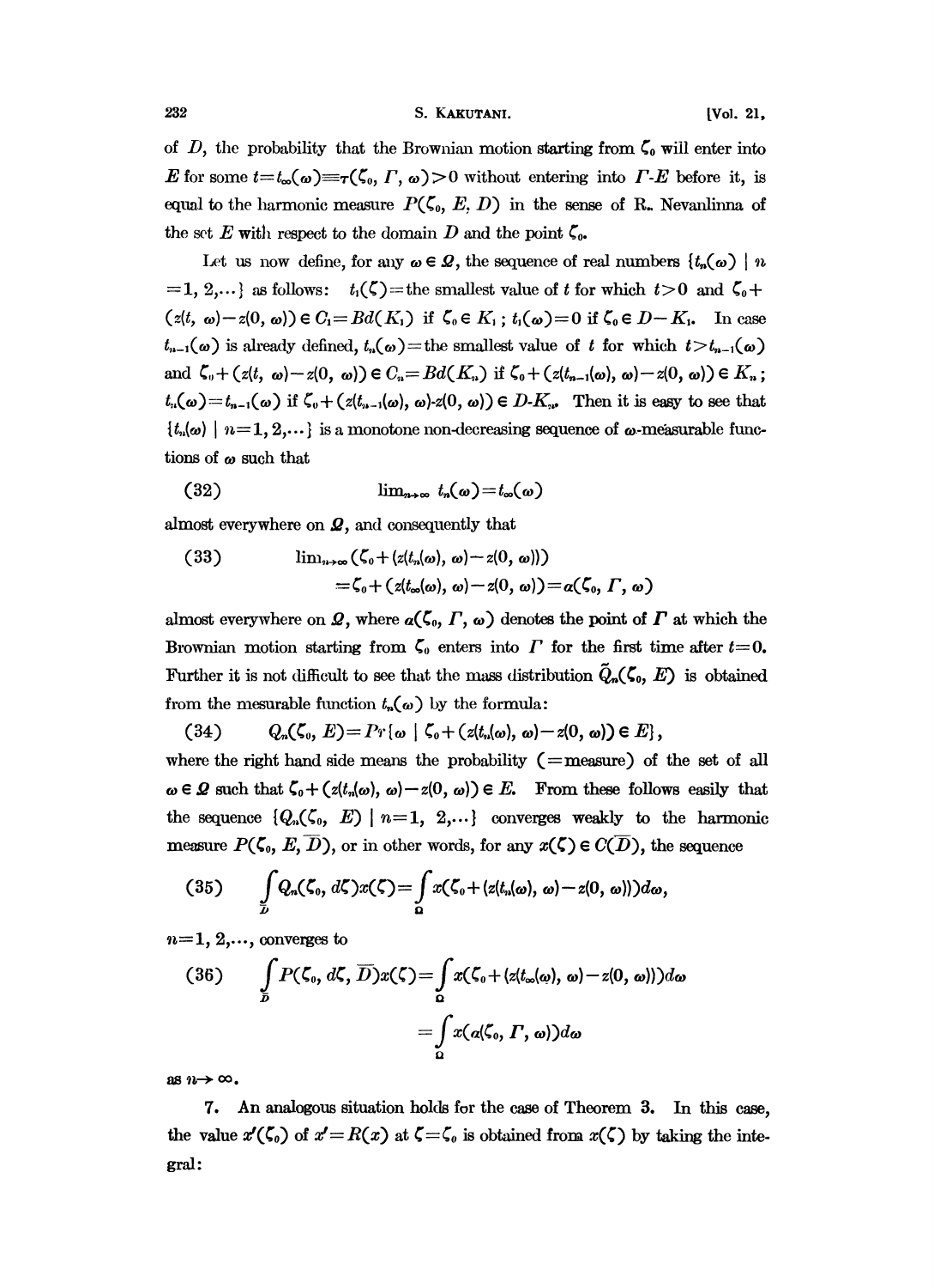of $D$, the probability that the Brownian motion starting from $\zeta_0$ will enter into $E$ for some $t=t_\infty(\omega)\equiv\tau(\zeta_0, \Gamma, \omega)>0$ without entering into $\Gamma$-$E$ before it, is equal to the harmonic measure $P(\zeta_0, E, D)$ in the sense of R. Nevanlinna of the set $E$ with respect to the domain $D$ and the point $\zeta_0$.

Let us now define, for any $\omega \in \Omega$, the sequence of real numbers $\{t_n(\omega) \mid n=1, 2,\dots\}$ as follows: $t_1(\zeta)=$ the smallest value of $t$ for which $t>0$ and $\zeta_0+(z(t, \omega)-z(0, \omega)) \in C_1=Bd(K_1)$ if $\zeta_0 \in K_1$; $t_1(\omega)=0$ if $\zeta_0 \in D-K_1$. In case $t_{n-1}(\omega)$ is already defined, $t_n(\omega)=$ the smallest value of $t$ for which $t>t_{n-1}(\omega)$ and $\zeta_0+(z(t, \omega)-z(0, \omega)) \in C_n=Bd(K_n)$ if $\zeta_0+(z(t_{n-1}(\omega), \omega)-z(0, \omega)) \in K_n$; $t_n(\omega)=t_{n-1}(\omega)$ if $\zeta_0+(z(t_{n-1}(\omega), \omega)$-$z(0, \omega)) \in D$-$K_n$. Then it is easy to see that $\{t_n(\omega) \mid n=1, 2,\dots\}$ is a monotone non-decreasing sequence of $\omega$-measurable functions of $\omega$ such that

$$(32) \qquad \lim_{n\to\infty} t_n(\omega)=t_\infty(\omega)$$

almost everywhere on $\Omega$, and consequently that

$$(33) \qquad \lim_{n\to\infty}(\zeta_0+(z(t_n(\omega), \omega)-z(0, \omega))) \\ =\zeta_0+(z(t_\infty(\omega), \omega)-z(0, \omega))=\alpha(\zeta_0, \Gamma, \omega)$$

almost everywhere on $\Omega$, where $\alpha(\zeta_0, \Gamma, \omega)$ denotes the point of $\Gamma$ at which the Brownian motion starting from $\zeta_0$ enters into $\Gamma$ for the first time after $t=0$. Further it is not difficult to see that the mass distribution $\tilde{Q}_n(\zeta_0, E)$ is obtained from the mesurable function $t_n(\omega)$ by the formula:

$$(34) \qquad Q_n(\zeta_0, E)=Pr\{\omega \mid \zeta_0+(z(t_n(\omega), \omega)-z(0, \omega)) \in E\},$$

where the right hand side means the probability (=measure) of the set of all $\omega \in \Omega$ such that $\zeta_0+(z(t_n(\omega), \omega)-z(0, \omega)) \in E$. From these follows easily that the sequence $\{Q_n(\zeta_0, E) \mid n=1, 2,\dots\}$ converges weakly to the harmonic measure $P(\zeta_0, E, \overline{D})$, or in other words, for any $x(\zeta) \in C(\overline{D})$, the sequence

$$(35) \qquad \int_{\overline{D}} Q_n(\zeta_0, d\zeta)x(\zeta)=\int_{\Omega} x(\zeta_0+(z(t_n(\omega), \omega)-z(0, \omega)))d\omega,$$

$n=1, 2,\dots$, converges to

$$(36) \qquad \int_{\overline{D}} P(\zeta_0, d\zeta, \overline{D})x(\zeta)=\int_{\Omega} x(\zeta_0+(z(t_\infty(\omega), \omega)-z(0, \omega)))d\omega \\ =\int_{\Omega} x(\alpha(\zeta_0, \Gamma, \omega))d\omega$$

as $n\to\infty$.

7. An analogous situation holds for the case of Theorem 3. In this case, the value $x'(\zeta_0)$ of $x'=R(x)$ at $\zeta=\zeta_0$ is obtained from $x(\zeta)$ by taking the integral: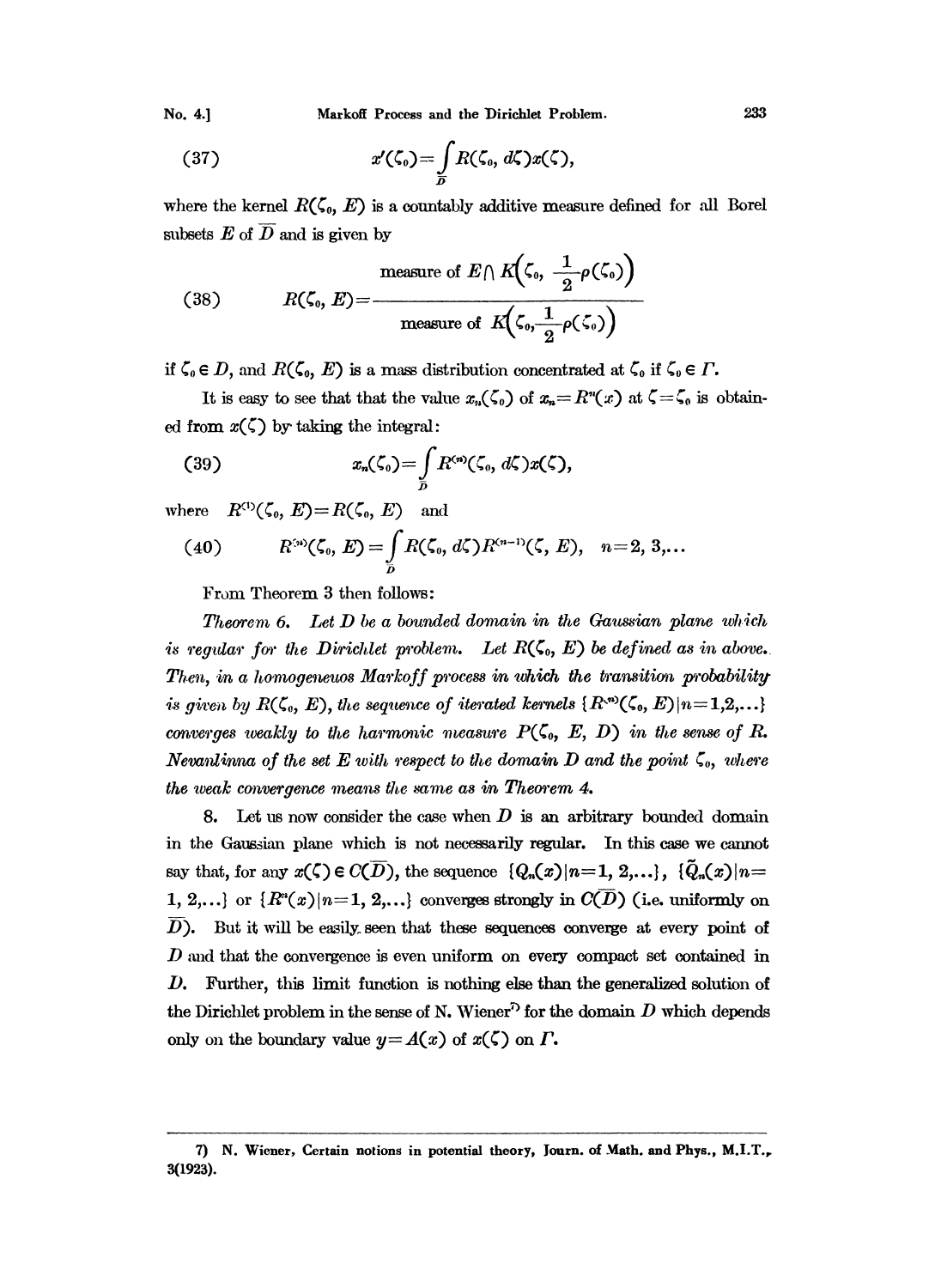$$x'(\zeta_0) = \int_{\bar{D}} R(\zeta_0, d\zeta)x(\zeta), \tag{37}$$

where the kernel $R(\zeta_0, E)$ is a countably additive measure defined for all Borel subsets $E$ of $\bar{D}$ and is given by

$$R(\zeta_0, E) = \frac{\text{measure of } E \cap K\left(\zeta_0, \frac{1}{2}\rho(\zeta_0)\right)}{\text{measure of } K\left(\zeta_0, \frac{1}{2}\rho(\zeta_0)\right)} \tag{38}$$

if $\zeta_0 \in D$, and $R(\zeta_0, E)$ is a mass distribution concentrated at $\zeta_0$ if $\zeta_0 \in \Gamma$.

It is easy to see that that the value $x_n(\zeta_0)$ of $x_n = R^n(x)$ at $\zeta = \zeta_0$ is obtained from $x(\zeta)$ by taking the integral:

$$x_n(\zeta_0) = \int_{\bar{D}} R^{(n)}(\zeta_0, d\zeta)x(\zeta), \tag{39}$$

where $R^{(1)}(\zeta_0, E) = R(\zeta_0, E)$ and

$$R^{(n)}(\zeta_0, E) = \int_{\bar{D}} R(\zeta_0, d\zeta)R^{(n-1)}(\zeta, E), \quad n = 2, 3, \ldots \tag{40}$$

From Theorem 3 then follows:

*Theorem 6. Let $D$ be a bounded domain in the Gaussian plane which is regular for the Dirichlet problem. Let $R(\zeta_0, E)$ be defined as in above. Then, in a homogeneuos Markoff process in which the transition probability is given by $R(\zeta_0, E)$, the sequence of iterated kernels $\{R^{(n)}(\zeta_0, E) | n = 1, 2, \ldots\}$ converges weakly to the harmonic measure $P(\zeta_0, E, D)$ in the sense of R. Nevanlinna of the set $E$ with respect to the domain $D$ and the point $\zeta_0$, where the weak convergence means the same as in Theorem 4.*

**8.** Let us now consider the case when $D$ is an arbitrary bounded domain in the Gaussian plane which is not necessarily regular. In this case we cannot say that, for any $x(\zeta) \in C(\bar{D})$, the sequence $\{Q_n(x) | n = 1, 2, \ldots\}$, $\{\tilde{Q}_n(x) | n = 1, 2, \ldots\}$ or $\{R^n(x) | n = 1, 2, \ldots\}$ converges strongly in $C(\bar{D})$ (i.e. uniformly on $\bar{D}$). But it will be easily seen that these sequences converge at every point of $D$ and that the convergence is even uniform on every compact set contained in $D$. Further, this limit function is nothing else than the generalized solution of the Dirichlet problem in the sense of N. Wiener[7] for the domain $D$ which depends only on the boundary value $y = A(x)$ of $x(\zeta)$ on $\Gamma$.

---

7) N. Wiener, Certain notions in potential theory, Journ. of Math. and Phys., M.I.T., 3(1923).